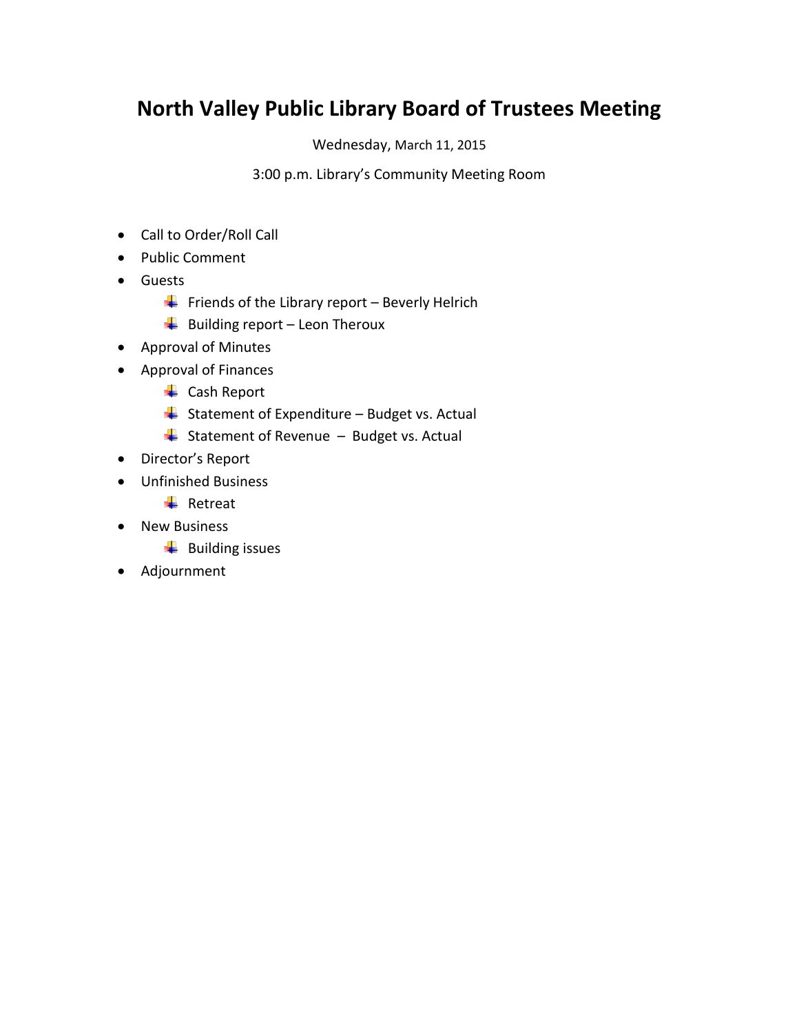# North Valley Public Library Board of Trustees Meeting

Wednesday, March 11, 2015

3:00 p.m. Library's Community Meeting Room

- Call to Order/Roll Call
- Public Comment
- Guests
  - Friends of the Library report – Beverly Helrich
  - Building report – Leon Theroux
- Approval of Minutes
- Approval of Finances
  - Cash Report
  - Statement of Expenditure – Budget vs. Actual
  - Statement of Revenue – Budget vs. Actual
- Director's Report
- Unfinished Business
  - Retreat
- New Business
  - Building issues
- Adjournment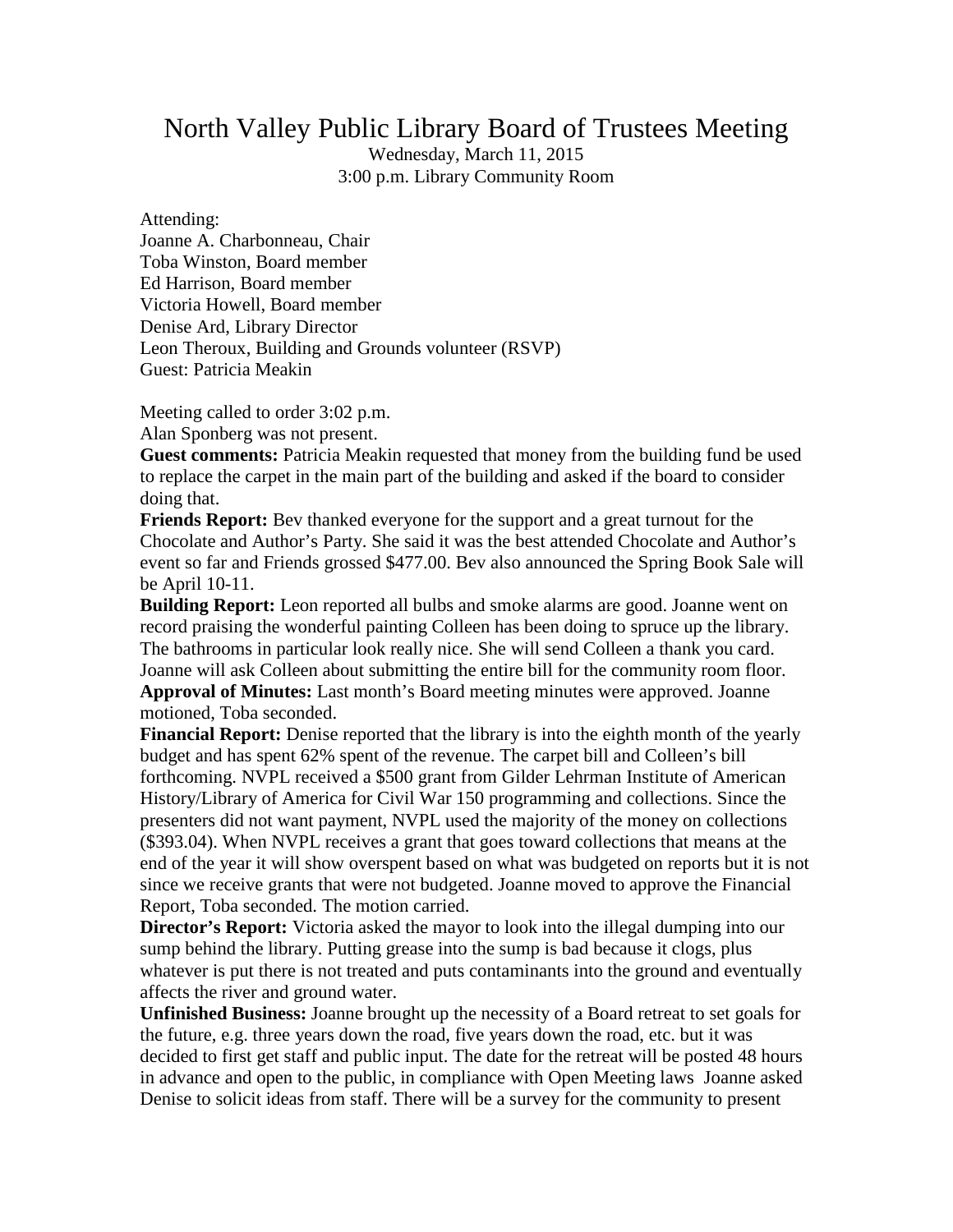# North Valley Public Library Board of Trustees Meeting

Wednesday, March 11, 2015
3:00 p.m. Library Community Room

Attending:
Joanne A. Charbonneau, Chair
Toba Winston, Board member
Ed Harrison, Board member
Victoria Howell, Board member
Denise Ard, Library Director
Leon Theroux, Building and Grounds volunteer (RSVP)
Guest: Patricia Meakin

Meeting called to order 3:02 p.m.
Alan Sponberg was not present.
**Guest comments:** Patricia Meakin requested that money from the building fund be used to replace the carpet in the main part of the building and asked if the board to consider doing that.
**Friends Report:** Bev thanked everyone for the support and a great turnout for the Chocolate and Author's Party. She said it was the best attended Chocolate and Author's event so far and Friends grossed $477.00. Bev also announced the Spring Book Sale will be April 10-11.
**Building Report:** Leon reported all bulbs and smoke alarms are good. Joanne went on record praising the wonderful painting Colleen has been doing to spruce up the library. The bathrooms in particular look really nice. She will send Colleen a thank you card. Joanne will ask Colleen about submitting the entire bill for the community room floor.
**Approval of Minutes:** Last month's Board meeting minutes were approved. Joanne motioned, Toba seconded.
**Financial Report:** Denise reported that the library is into the eighth month of the yearly budget and has spent 62% spent of the revenue. The carpet bill and Colleen's bill forthcoming. NVPL received a $500 grant from Gilder Lehrman Institute of American History/Library of America for Civil War 150 programming and collections. Since the presenters did not want payment, NVPL used the majority of the money on collections ($393.04). When NVPL receives a grant that goes toward collections that means at the end of the year it will show overspent based on what was budgeted on reports but it is not since we receive grants that were not budgeted. Joanne moved to approve the Financial Report, Toba seconded. The motion carried.
**Director's Report:** Victoria asked the mayor to look into the illegal dumping into our sump behind the library. Putting grease into the sump is bad because it clogs, plus whatever is put there is not treated and puts contaminants into the ground and eventually affects the river and ground water.
**Unfinished Business:** Joanne brought up the necessity of a Board retreat to set goals for the future, e.g. three years down the road, five years down the road, etc. but it was decided to first get staff and public input. The date for the retreat will be posted 48 hours in advance and open to the public, in compliance with Open Meeting laws Joanne asked Denise to solicit ideas from staff. There will be a survey for the community to present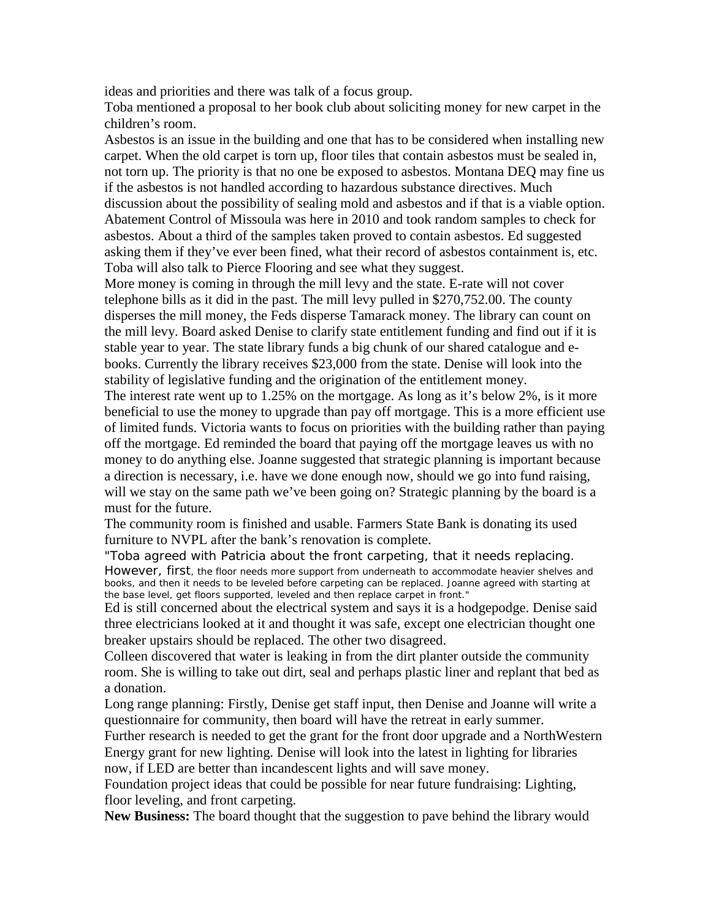ideas and priorities and there was talk of a focus group.

Toba mentioned a proposal to her book club about soliciting money for new carpet in the children's room.

Asbestos is an issue in the building and one that has to be considered when installing new carpet. When the old carpet is torn up, floor tiles that contain asbestos must be sealed in, not torn up. The priority is that no one be exposed to asbestos. Montana DEQ may fine us if the asbestos is not handled according to hazardous substance directives. Much discussion about the possibility of sealing mold and asbestos and if that is a viable option. Abatement Control of Missoula was here in 2010 and took random samples to check for asbestos. About a third of the samples taken proved to contain asbestos. Ed suggested asking them if they've ever been fined, what their record of asbestos containment is, etc. Toba will also talk to Pierce Flooring and see what they suggest.

More money is coming in through the mill levy and the state. E-rate will not cover telephone bills as it did in the past. The mill levy pulled in $270,752.00. The county disperses the mill money, the Feds disperse Tamarack money. The library can count on the mill levy. Board asked Denise to clarify state entitlement funding and find out if it is stable year to year. The state library funds a big chunk of our shared catalogue and e-books. Currently the library receives $23,000 from the state. Denise will look into the stability of legislative funding and the origination of the entitlement money.

The interest rate went up to 1.25% on the mortgage. As long as it's below 2%, is it more beneficial to use the money to upgrade than pay off mortgage. This is a more efficient use of limited funds. Victoria wants to focus on priorities with the building rather than paying off the mortgage. Ed reminded the board that paying off the mortgage leaves us with no money to do anything else. Joanne suggested that strategic planning is important because a direction is necessary, i.e. have we done enough now, should we go into fund raising, will we stay on the same path we've been going on? Strategic planning by the board is a must for the future.

The community room is finished and usable. Farmers State Bank is donating its used furniture to NVPL after the bank's renovation is complete.

"Toba agreed with Patricia about the front carpeting, that it needs replacing. However, first, the floor needs more support from underneath to accommodate heavier shelves and books, and then it needs to be leveled before carpeting can be replaced. Joanne agreed with starting at the base level, get floors supported, leveled and then replace carpet in front."

Ed is still concerned about the electrical system and says it is a hodgepodge. Denise said three electricians looked at it and thought it was safe, except one electrician thought one breaker upstairs should be replaced. The other two disagreed.

Colleen discovered that water is leaking in from the dirt planter outside the community room. She is willing to take out dirt, seal and perhaps plastic liner and replant that bed as a donation.

Long range planning: Firstly, Denise get staff input, then Denise and Joanne will write a questionnaire for community, then board will have the retreat in early summer.

Further research is needed to get the grant for the front door upgrade and a NorthWestern Energy grant for new lighting. Denise will look into the latest in lighting for libraries now, if LED are better than incandescent lights and will save money.

Foundation project ideas that could be possible for near future fundraising: Lighting, floor leveling, and front carpeting.

**New Business:** The board thought that the suggestion to pave behind the library would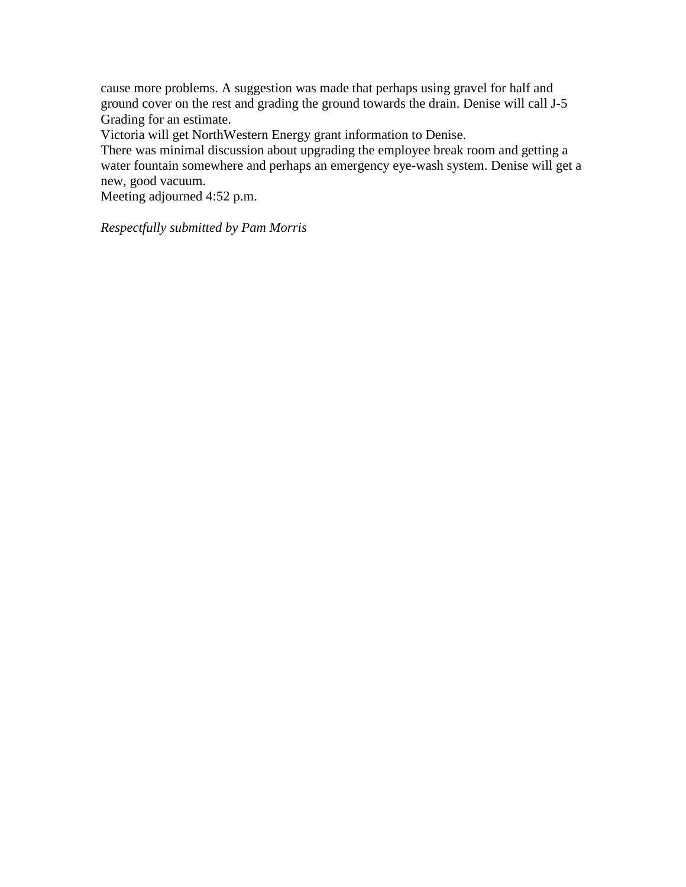cause more problems. A suggestion was made that perhaps using gravel for half and ground cover on the rest and grading the ground towards the drain. Denise will call J-5 Grading for an estimate.

Victoria will get NorthWestern Energy grant information to Denise.

There was minimal discussion about upgrading the employee break room and getting a water fountain somewhere and perhaps an emergency eye-wash system. Denise will get a new, good vacuum.

Meeting adjourned 4:52 p.m.

*Respectfully submitted by Pam Morris*